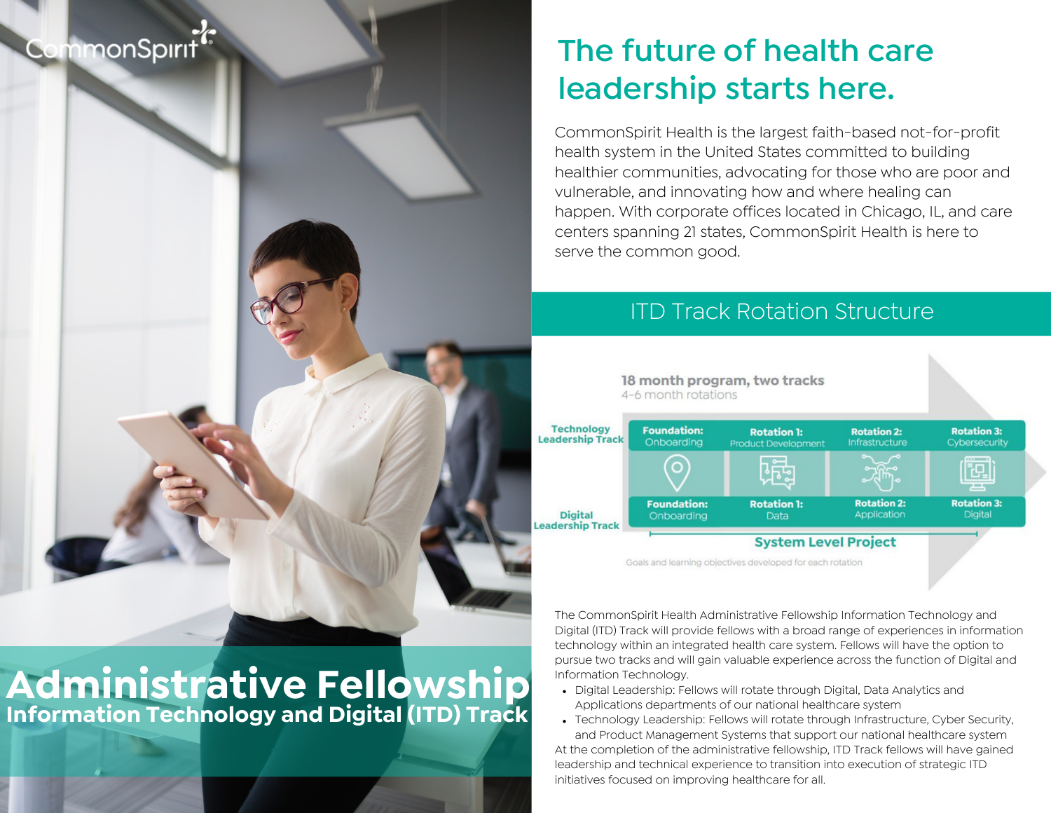# Administrative Fellowship

## Information Technology and Digital (ITD) Track

## The future of health care leadership starts here.

CommonSpirit Health is the largest faith-based not-for-profit health system in the United States committed to building healthier communities, advocating for those who are poor and vulnerable, and innovating how and where healing can happen. With corporate offices located in Chicago, IL, and care centers spanning 21 states, CommonSpirit Health is here to serve the common good.

## ITD Track Rotation Structure

**18 month program, two tracks**
4-6 month rotations

| Track | Foundation: | Rotation 1: | Rotation 2: | Rotation 3: |
|---|---|---|---|---|
| Technology Leadership Track | Onboarding | Product Development | Infrastructure | Cybersecurity |
| Digital Leadership Track | Onboarding | Data | Application | Digital |

**System Level Project**

Goals and learning objectives developed for each rotation

The CommonSpirit Health Administrative Fellowship Information Technology and Digital (ITD) Track will provide fellows with a broad range of experiences in information technology within an integrated health care system. Fellows will have the option to pursue two tracks and will gain valuable experience across the function of Digital and Information Technology.

- Digital Leadership: Fellows will rotate through Digital, Data Analytics and Applications departments of our national healthcare system
- Technology Leadership: Fellows will rotate through Infrastructure, Cyber Security, and Product Management Systems that support our national healthcare system

At the completion of the administrative fellowship, ITD Track fellows will have gained leadership and technical experience to transition into execution of strategic ITD initiatives focused on improving healthcare for all.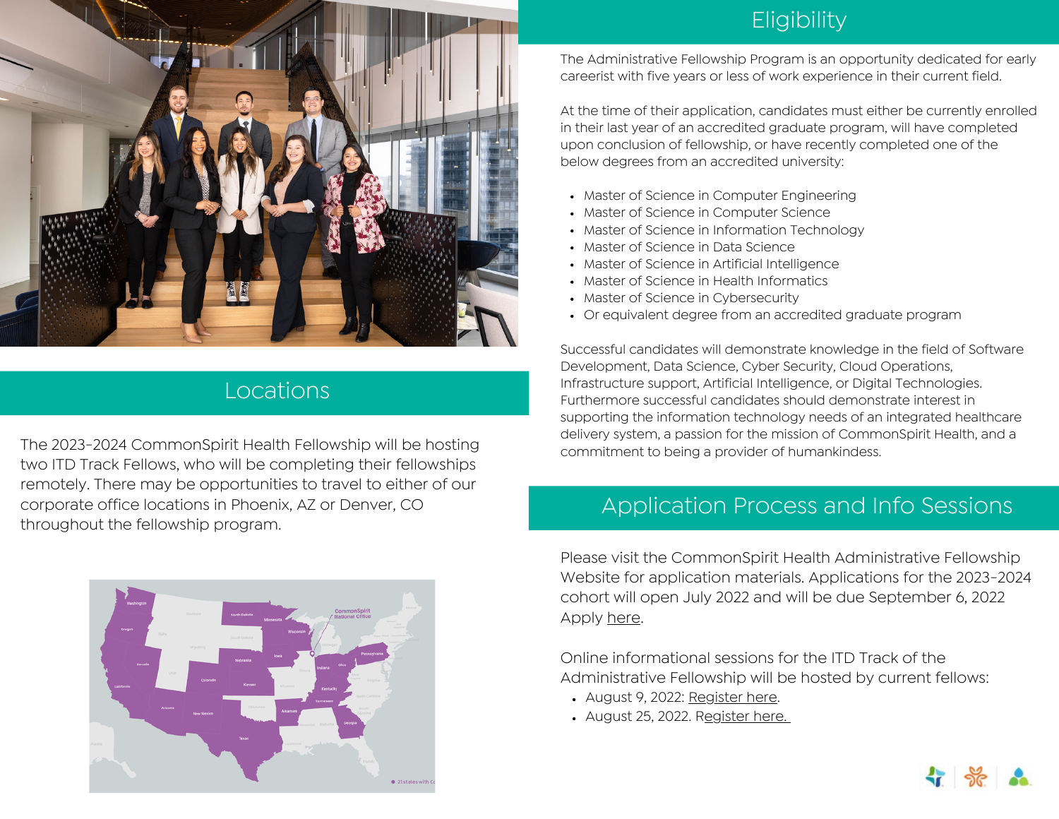## Locations

The 2023-2024 CommonSpirit Health Fellowship will be hosting two ITD Track Fellows, who will be completing their fellowships remotely. There may be opportunities to travel to either of our corporate office locations in Phoenix, AZ or Denver, CO throughout the fellowship program.

## Eligibility

The Administrative Fellowship Program is an opportunity dedicated for early careerist with five years or less of work experience in their current field.

At the time of their application, candidates must either be currently enrolled in their last year of an accredited graduate program, will have completed upon conclusion of fellowship, or have recently completed one of the below degrees from an accredited university:

- Master of Science in Computer Engineering
- Master of Science in Computer Science
- Master of Science in Information Technology
- Master of Science in Data Science
- Master of Science in Artificial Intelligence
- Master of Science in Health Informatics
- Master of Science in Cybersecurity
- Or equivalent degree from an accredited graduate program

Successful candidates will demonstrate knowledge in the field of Software Development, Data Science, Cyber Security, Cloud Operations, Infrastructure support, Artificial Intelligence, or Digital Technologies. Furthermore successful candidates should demonstrate interest in supporting the information technology needs of an integrated healthcare delivery system, a passion for the mission of CommonSpirit Health, and a commitment to being a provider of humankindess.

## Application Process and Info Sessions

Please visit the CommonSpirit Health Administrative Fellowship Website for application materials. Applications for the 2023-2024 cohort will open July 2022 and will be due September 6, 2022 Apply here.

Online informational sessions for the ITD Track of the Administrative Fellowship will be hosted by current fellows:

- August 9, 2022: Register here.
- August 25, 2022. Register here.